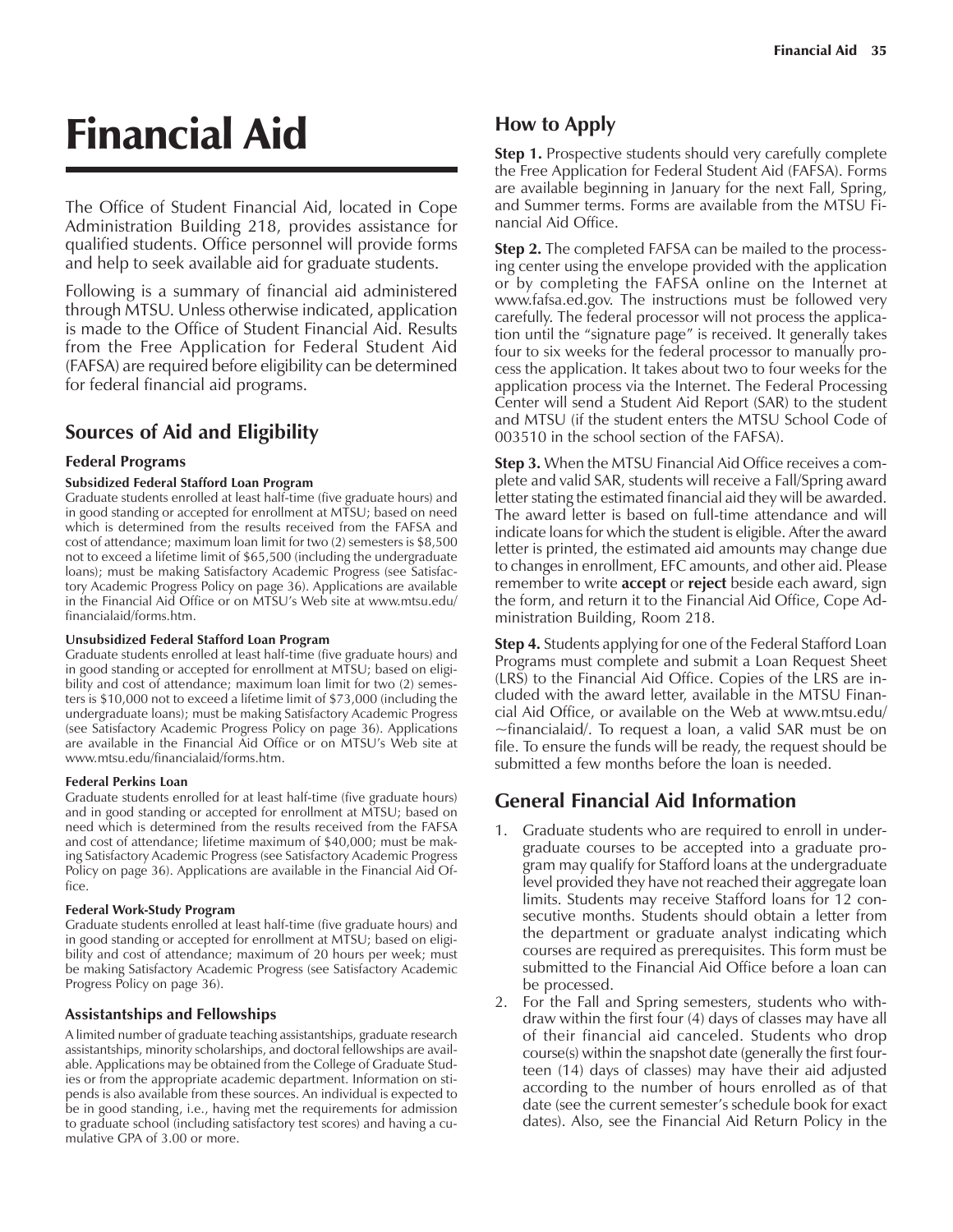# Financial Aid

The Office of Student Financial Aid, located in Cope Administration Building 218, provides assistance for qualified students. Office personnel will provide forms and help to seek available aid for graduate students.

Following is a summary of financial aid administered through MTSU. Unless otherwise indicated, application is made to the Office of Student Financial Aid. Results from the Free Application for Federal Student Aid (FAFSA) are required before eligibility can be determined for federal financial aid programs.

## Sources of Aid and Eligibility

### Federal Programs

#### Subsidized Federal Stafford Loan Program

Graduate students enrolled at least half-time (five graduate hours) and in good standing or accepted for enrollment at MTSU; based on need which is determined from the results received from the FAFSA and cost of attendance; maximum loan limit for two (2) semesters is $8,500 not to exceed a lifetime limit of $65,500 (including the undergraduate loans); must be making Satisfactory Academic Progress (see Satisfactory Academic Progress Policy on page 36). Applications are available in the Financial Aid Office or on MTSU's Web site at www.mtsu.edu/financialaid/forms.htm.

#### Unsubsidized Federal Stafford Loan Program

Graduate students enrolled at least half-time (five graduate hours) and in good standing or accepted for enrollment at MTSU; based on eligibility and cost of attendance; maximum loan limit for two (2) semesters is $10,000 not to exceed a lifetime limit of $73,000 (including the undergraduate loans); must be making Satisfactory Academic Progress (see Satisfactory Academic Progress Policy on page 36). Applications are available in the Financial Aid Office or on MTSU's Web site at www.mtsu.edu/financialaid/forms.htm.

#### Federal Perkins Loan

Graduate students enrolled for at least half-time (five graduate hours) and in good standing or accepted for enrollment at MTSU; based on need which is determined from the results received from the FAFSA and cost of attendance; lifetime maximum of $40,000; must be making Satisfactory Academic Progress (see Satisfactory Academic Progress Policy on page 36). Applications are available in the Financial Aid Office.

#### Federal Work-Study Program

Graduate students enrolled at least half-time (five graduate hours) and in good standing or accepted for enrollment at MTSU; based on eligibility and cost of attendance; maximum of 20 hours per week; must be making Satisfactory Academic Progress (see Satisfactory Academic Progress Policy on page 36).

### Assistantships and Fellowships

A limited number of graduate teaching assistantships, graduate research assistantships, minority scholarships, and doctoral fellowships are available. Applications may be obtained from the College of Graduate Studies or from the appropriate academic department. Information on stipends is also available from these sources. An individual is expected to be in good standing, i.e., having met the requirements for admission to graduate school (including satisfactory test scores) and having a cumulative GPA of 3.00 or more.

## How to Apply

**Step 1.** Prospective students should very carefully complete the Free Application for Federal Student Aid (FAFSA). Forms are available beginning in January for the next Fall, Spring, and Summer terms. Forms are available from the MTSU Financial Aid Office.

**Step 2.** The completed FAFSA can be mailed to the processing center using the envelope provided with the application or by completing the FAFSA online on the Internet at www.fafsa.ed.gov. The instructions must be followed very carefully. The federal processor will not process the application until the "signature page" is received. It generally takes four to six weeks for the federal processor to manually process the application. It takes about two to four weeks for the application process via the Internet. The Federal Processing Center will send a Student Aid Report (SAR) to the student and MTSU (if the student enters the MTSU School Code of 003510 in the school section of the FAFSA).

**Step 3.** When the MTSU Financial Aid Office receives a complete and valid SAR, students will receive a Fall/Spring award letter stating the estimated financial aid they will be awarded. The award letter is based on full-time attendance and will indicate loans for which the student is eligible. After the award letter is printed, the estimated aid amounts may change due to changes in enrollment, EFC amounts, and other aid. Please remember to write **accept** or **reject** beside each award, sign the form, and return it to the Financial Aid Office, Cope Administration Building, Room 218.

**Step 4.** Students applying for one of the Federal Stafford Loan Programs must complete and submit a Loan Request Sheet (LRS) to the Financial Aid Office. Copies of the LRS are included with the award letter, available in the MTSU Financial Aid Office, or available on the Web at www.mtsu.edu/~financialaid/. To request a loan, a valid SAR must be on file. To ensure the funds will be ready, the request should be submitted a few months before the loan is needed.

## General Financial Aid Information

1. Graduate students who are required to enroll in undergraduate courses to be accepted into a graduate program may qualify for Stafford loans at the undergraduate level provided they have not reached their aggregate loan limits. Students may receive Stafford loans for 12 consecutive months. Students should obtain a letter from the department or graduate analyst indicating which courses are required as prerequisites. This form must be submitted to the Financial Aid Office before a loan can be processed.
2. For the Fall and Spring semesters, students who withdraw within the first four (4) days of classes may have all of their financial aid canceled. Students who drop course(s) within the snapshot date (generally the first fourteen (14) days of classes) may have their aid adjusted according to the number of hours enrolled as of that date (see the current semester's schedule book for exact dates). Also, see the Financial Aid Return Policy in the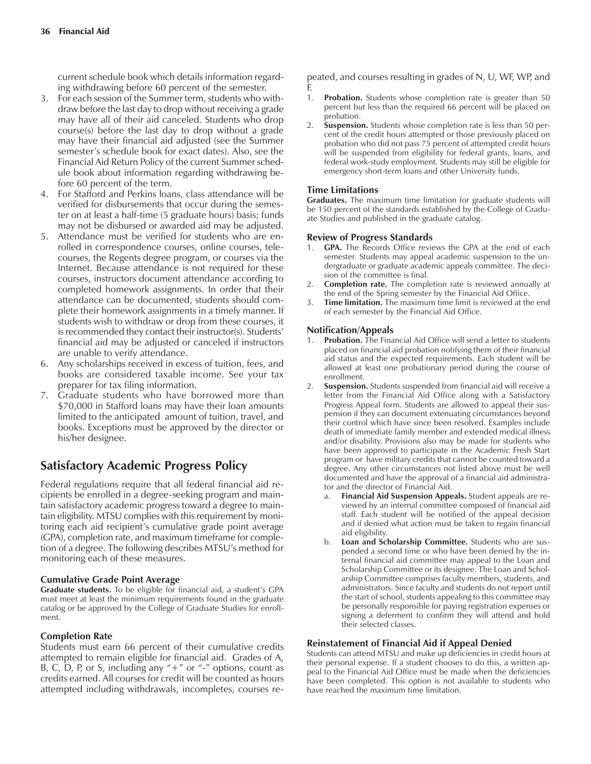current schedule book which details information regarding withdrawing before 60 percent of the semester.

3. For each session of the Summer term, students who withdraw before the last day to drop without receiving a grade may have all of their aid canceled. Students who drop course(s) before the last day to drop without a grade may have their financial aid adjusted (see the Summer semester's schedule book for exact dates). Also, see the Financial Aid Return Policy of the current Summer schedule book about information regarding withdrawing before 60 percent of the term.
4. For Stafford and Perkins loans, class attendance will be verified for disbursements that occur during the semester on at least a half-time (5 graduate hours) basis; funds may not be disbursed or awarded aid may be adjusted.
5. Attendance must be verified for students who are enrolled in correspondence courses, online courses, telecourses, the Regents degree program, or courses via the Internet. Because attendance is not required for these courses, instructors document attendance according to completed homework assignments. In order that their attendance can be documented, students should complete their homework assignments in a timely manner. If students wish to withdraw or drop from these courses, it is recommended they contact their instructor(s). Students' financial aid may be adjusted or canceled if instructors are unable to verify attendance.
6. Any scholarships received in excess of tuition, fees, and books are considered taxable income. See your tax preparer for tax filing information.
7. Graduate students who have borrowed more than $70,000 in Stafford loans may have their loan amounts limited to the anticipated amount of tuition, travel, and books. Exceptions must be approved by the director or his/her designee.

## Satisfactory Academic Progress Policy

Federal regulations require that all federal financial aid recipients be enrolled in a degree-seeking program and maintain satisfactory academic progress toward a degree to maintain eligibility. MTSU complies with this requirement by monitoring each aid recipient's cumulative grade point average (GPA), completion rate, and maximum timeframe for completion of a degree. The following describes MTSU's method for monitoring each of these measures.

### Cumulative Grade Point Average

**Graduate students.** To be eligible for financial aid, a student's GPA must meet at least the minimum requirements found in the graduate catalog or be approved by the College of Graduate Studies for enrollment.

### Completion Rate

Students must earn 66 percent of their cumulative credits attempted to remain eligible for financial aid. Grades of A, B, C, D, P, or S, including any "+" or "-" options, count as credits earned. All courses for credit will be counted as hours attempted including withdrawals, incompletes, courses repeated, and courses resulting in grades of N, U, WF, WP, and F.

1. **Probation.** Students whose completion rate is greater than 50 percent but less than the required 66 percent will be placed on probation.
2. **Suspension.** Students whose completion rate is less than 50 percent of the credit hours attempted or those previously placed on probation who did not pass 75 percent of attempted credit hours will be suspended from eligibility for federal grants, loans, and federal work-study employment. Students may still be eligible for emergency short-term loans and other University funds.

### Time Limitations

**Graduates.** The maximum time limitation for graduate students will be 150 percent of the standards established by the College of Graduate Studies and published in the graduate catalog.

### Review of Progress Standards

1. **GPA.** The Records Office reviews the GPA at the end of each semester. Students may appeal academic suspension to the undergraduate or graduate academic appeals committee. The decision of the committee is final.
2. **Completion rate.** The completion rate is reviewed annually at the end of the Spring semester by the Financial Aid Office.
3. **Time limitation.** The maximum time limit is reviewed at the end of each semester by the Financial Aid Office.

### Notification/Appeals

1. **Probation.** The Financial Aid Office will send a letter to students placed on financial aid probation notifying them of their financial aid status and the expected requirements. Each student will be allowed at least one probationary period during the course of enrollment.
2. **Suspension.** Students suspended from financial aid will receive a letter from the Financial Aid Office along with a Satisfactory Progress Appeal form. Students are allowed to appeal their suspension if they can document extenuating circumstances beyond their control which have since been resolved. Examples include death of immediate family member and extended medical illness and/or disability. Provisions also may be made for students who have been approved to participate in the Academic Fresh Start program or have military credits that cannot be counted toward a degree. Any other circumstances not listed above must be well documented and have the approval of a financial aid administrator and the director of Financial Aid.
   a. **Financial Aid Suspension Appeals.** Student appeals are reviewed by an internal committee composed of financial aid staff. Each student will be notified of the appeal decision and if denied what action must be taken to regain financial aid eligibility.
   b. **Loan and Scholarship Committee.** Students who are suspended a second time or who have been denied by the internal financial aid committee may appeal to the Loan and Scholarship Committee or its designee. The Loan and Scholarship Committee comprises faculty members, students, and administrators. Since faculty and students do not report until the start of school, students appealing to this committee may be personally responsible for paying registration expenses or signing a deferment to confirm they will attend and hold their selected classes.

### Reinstatement of Financial Aid if Appeal Denied

Students can attend MTSU and make up deficiencies in credit hours at their personal expense. If a student chooses to do this, a written appeal to the Financial Aid Office must be made when the deficiencies have been completed. This option is not available to students who have reached the maximum time limitation.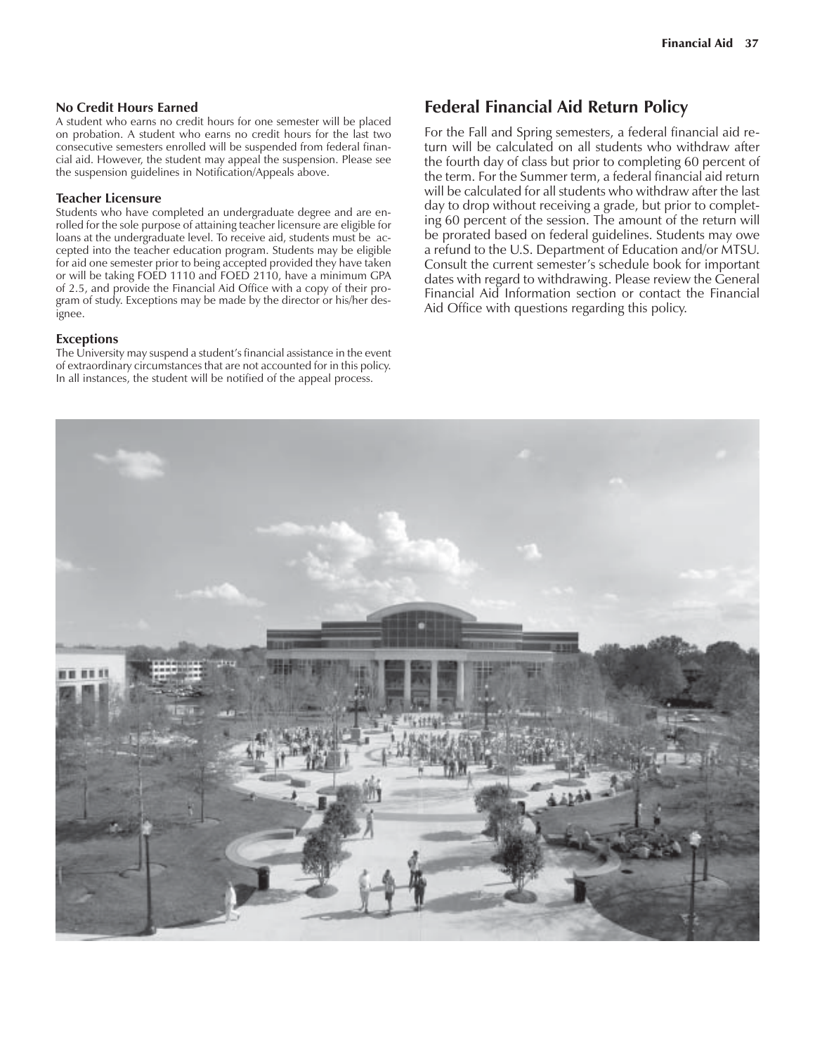#### No Credit Hours Earned

A student who earns no credit hours for one semester will be placed on probation. A student who earns no credit hours for the last two consecutive semesters enrolled will be suspended from federal financial aid. However, the student may appeal the suspension. Please see the suspension guidelines in Notification/Appeals above.

#### Teacher Licensure

Students who have completed an undergraduate degree and are enrolled for the sole purpose of attaining teacher licensure are eligible for loans at the undergraduate level. To receive aid, students must be accepted into the teacher education program. Students may be eligible for aid one semester prior to being accepted provided they have taken or will be taking FOED 1110 and FOED 2110, have a minimum GPA of 2.5, and provide the Financial Aid Office with a copy of their program of study. Exceptions may be made by the director or his/her designee.

#### Exceptions

The University may suspend a student's financial assistance in the event of extraordinary circumstances that are not accounted for in this policy. In all instances, the student will be notified of the appeal process.

## Federal Financial Aid Return Policy

For the Fall and Spring semesters, a federal financial aid return will be calculated on all students who withdraw after the fourth day of class but prior to completing 60 percent of the term. For the Summer term, a federal financial aid return will be calculated for all students who withdraw after the last day to drop without receiving a grade, but prior to completing 60 percent of the session. The amount of the return will be prorated based on federal guidelines. Students may owe a refund to the U.S. Department of Education and/or MTSU. Consult the current semester's schedule book for important dates with regard to withdrawing. Please review the General Financial Aid Information section or contact the Financial Aid Office with questions regarding this policy.